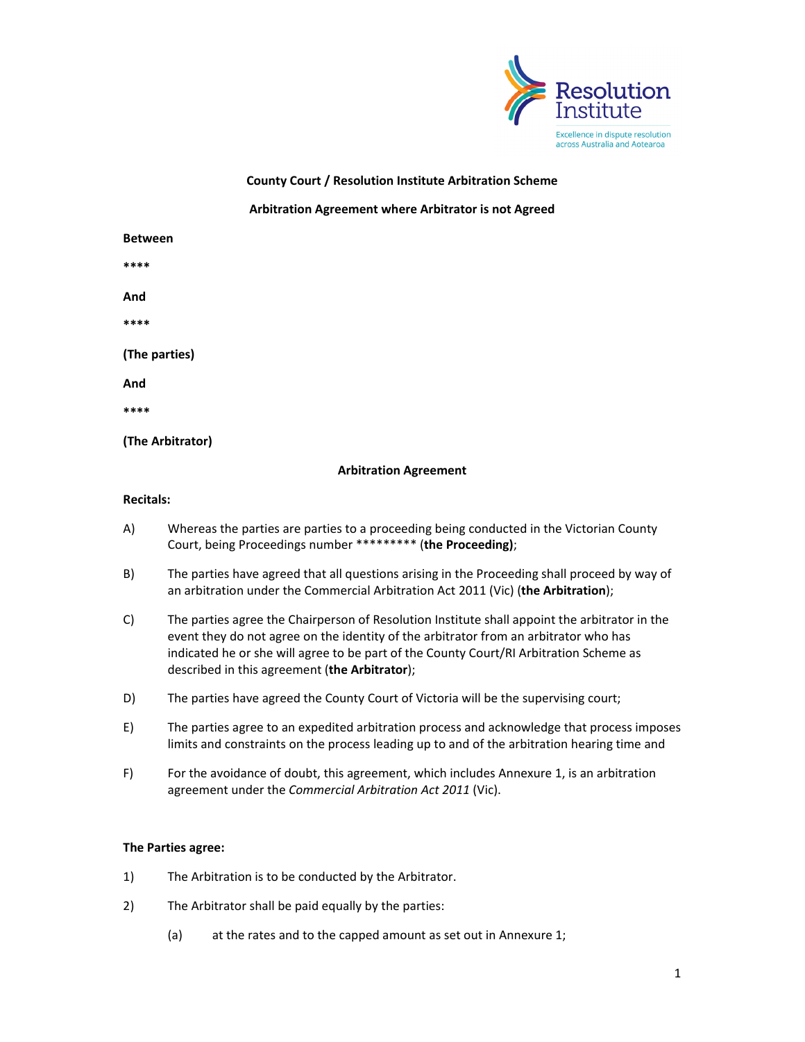**County Court / Resolution Institute Arbitration Scheme**

**Arbitration Agreement where Arbitrator is not Agreed**

**Between**

\*\*\*\*

**And**

\*\*\*\*

**(The parties)**

**And**

\*\*\*\*

**(The Arbitrator)**

**Arbitration Agreement**

**Recitals:**

A) Whereas the parties are parties to a proceeding being conducted in the Victorian County Court, being Proceedings number \*\*\*\*\*\*\*\*\* (**the Proceeding)**;

B) The parties have agreed that all questions arising in the Proceeding shall proceed by way of an arbitration under the Commercial Arbitration Act 2011 (Vic) (**the Arbitration**);

C) The parties agree the Chairperson of Resolution Institute shall appoint the arbitrator in the event they do not agree on the identity of the arbitrator from an arbitrator who has indicated he or she will agree to be part of the County Court/RI Arbitration Scheme as described in this agreement (**the Arbitrator**);

D) The parties have agreed the County Court of Victoria will be the supervising court;

E) The parties agree to an expedited arbitration process and acknowledge that process imposes limits and constraints on the process leading up to and of the arbitration hearing time and

F) For the avoidance of doubt, this agreement, which includes Annexure 1, is an arbitration agreement under the *Commercial Arbitration Act 2011* (Vic).

**The Parties agree:**

1) The Arbitration is to be conducted by the Arbitrator.

2) The Arbitrator shall be paid equally by the parties:

   (a) at the rates and to the capped amount as set out in Annexure 1;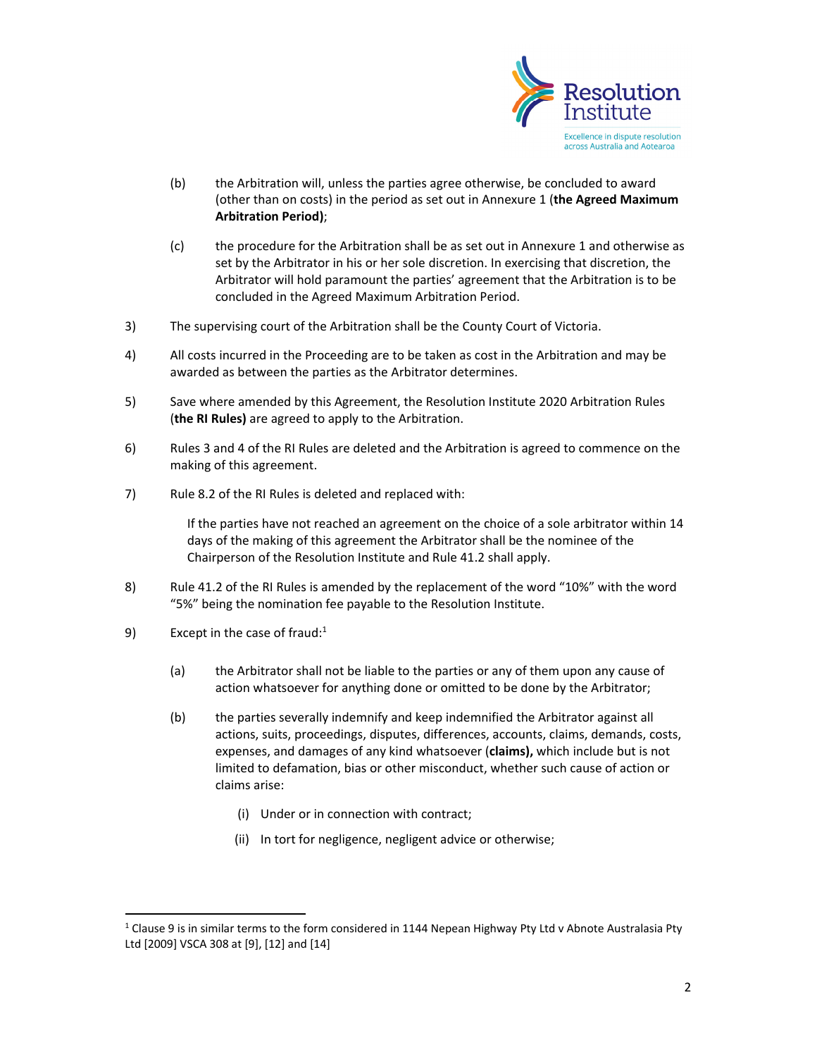(b) the Arbitration will, unless the parties agree otherwise, be concluded to award (other than on costs) in the period as set out in Annexure 1 (**the Agreed Maximum Arbitration Period)**;

(c) the procedure for the Arbitration shall be as set out in Annexure 1 and otherwise as set by the Arbitrator in his or her sole discretion. In exercising that discretion, the Arbitrator will hold paramount the parties' agreement that the Arbitration is to be concluded in the Agreed Maximum Arbitration Period.

3) The supervising court of the Arbitration shall be the County Court of Victoria.

4) All costs incurred in the Proceeding are to be taken as cost in the Arbitration and may be awarded as between the parties as the Arbitrator determines.

5) Save where amended by this Agreement, the Resolution Institute 2020 Arbitration Rules (**the RI Rules)** are agreed to apply to the Arbitration.

6) Rules 3 and 4 of the RI Rules are deleted and the Arbitration is agreed to commence on the making of this agreement.

7) Rule 8.2 of the RI Rules is deleted and replaced with:

> If the parties have not reached an agreement on the choice of a sole arbitrator within 14 days of the making of this agreement the Arbitrator shall be the nominee of the Chairperson of the Resolution Institute and Rule 41.2 shall apply.

8) Rule 41.2 of the RI Rules is amended by the replacement of the word "10%" with the word "5%" being the nomination fee payable to the Resolution Institute.

9) Except in the case of fraud:[1]

(a) the Arbitrator shall not be liable to the parties or any of them upon any cause of action whatsoever for anything done or omitted to be done by the Arbitrator;

(b) the parties severally indemnify and keep indemnified the Arbitrator against all actions, suits, proceedings, disputes, differences, accounts, claims, demands, costs, expenses, and damages of any kind whatsoever (**claims),** which include but is not limited to defamation, bias or other misconduct, whether such cause of action or claims arise:

(i) Under or in connection with contract;

(ii) In tort for negligence, negligent advice or otherwise;

---

[1] Clause 9 is in similar terms to the form considered in 1144 Nepean Highway Pty Ltd v Abnote Australasia Pty Ltd [2009] VSCA 308 at [9], [12] and [14]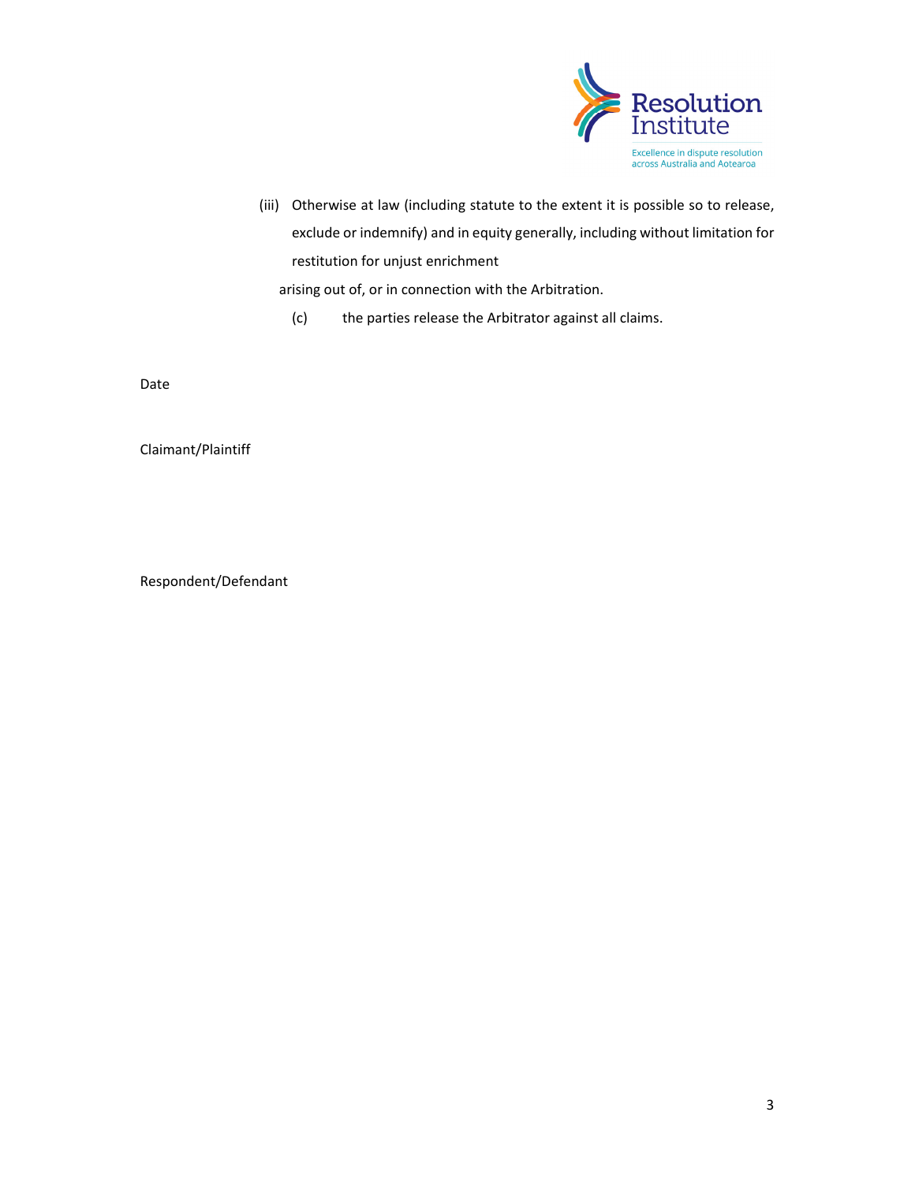(iii) Otherwise at law (including statute to the extent it is possible so to release, exclude or indemnify) and in equity generally, including without limitation for restitution for unjust enrichment

arising out of, or in connection with the Arbitration.

(c) the parties release the Arbitrator against all claims.

Date

Claimant/Plaintiff

Respondent/Defendant